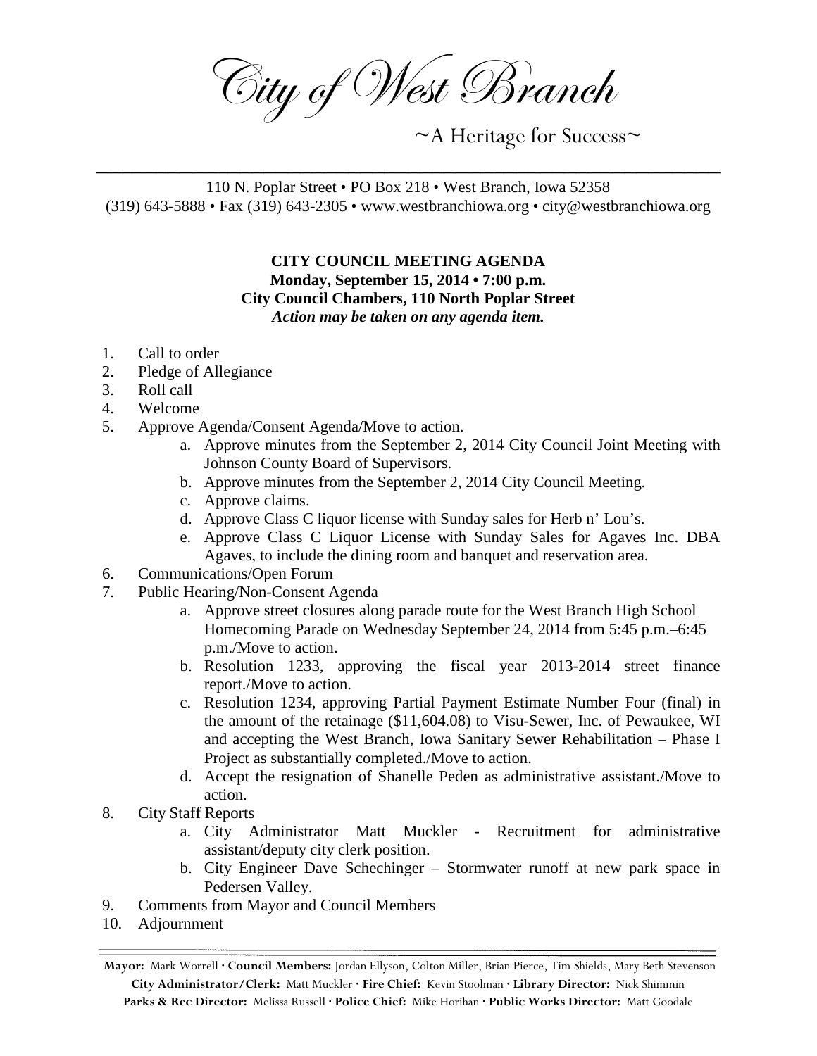# City of West Branch

~A Heritage for Success~

110 N. Poplar Street • PO Box 218 • West Branch, Iowa 52358
(319) 643-5888 • Fax (319) 643-2305 • www.westbranchiowa.org • city@westbranchiowa.org

**CITY COUNCIL MEETING AGENDA**
**Monday, September 15, 2014 • 7:00 p.m.**
**City Council Chambers, 110 North Poplar Street**
***Action may be taken on any agenda item.***

1. Call to order
2. Pledge of Allegiance
3. Roll call
4. Welcome
5. Approve Agenda/Consent Agenda/Move to action.
    a. Approve minutes from the September 2, 2014 City Council Joint Meeting with Johnson County Board of Supervisors.
    b. Approve minutes from the September 2, 2014 City Council Meeting.
    c. Approve claims.
    d. Approve Class C liquor license with Sunday sales for Herb n' Lou's.
    e. Approve Class C Liquor License with Sunday Sales for Agaves Inc. DBA Agaves, to include the dining room and banquet and reservation area.
6. Communications/Open Forum
7. Public Hearing/Non-Consent Agenda
    a. Approve street closures along parade route for the West Branch High School Homecoming Parade on Wednesday September 24, 2014 from 5:45 p.m.–6:45 p.m./Move to action.
    b. Resolution 1233, approving the fiscal year 2013-2014 street finance report./Move to action.
    c. Resolution 1234, approving Partial Payment Estimate Number Four (final) in the amount of the retainage ($11,604.08) to Visu-Sewer, Inc. of Pewaukee, WI and accepting the West Branch, Iowa Sanitary Sewer Rehabilitation – Phase I Project as substantially completed./Move to action.
    d. Accept the resignation of Shanelle Peden as administrative assistant./Move to action.
8. City Staff Reports
    a. City Administrator Matt Muckler - Recruitment for administrative assistant/deputy city clerk position.
    b. City Engineer Dave Schechinger – Stormwater runoff at new park space in Pedersen Valley.
9. Comments from Mayor and Council Members
10. Adjournment

**Mayor:** Mark Worrell · **Council Members:** Jordan Ellyson, Colton Miller, Brian Pierce, Tim Shields, Mary Beth Stevenson
**City Administrator/Clerk:** Matt Muckler · **Fire Chief:** Kevin Stoolman · **Library Director:** Nick Shimmin
**Parks & Rec Director:** Melissa Russell · **Police Chief:** Mike Horihan · **Public Works Director:** Matt Goodale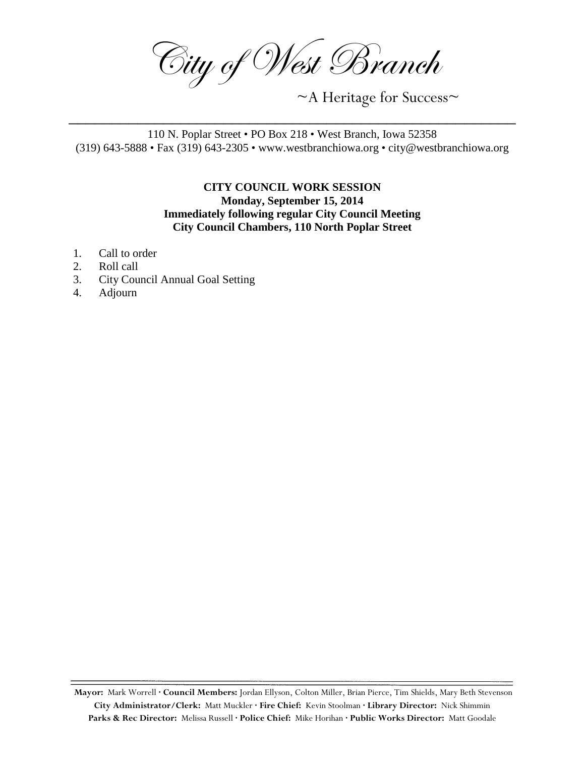# City of West Branch

~A Heritage for Success~

110 N. Poplar Street • PO Box 218 • West Branch, Iowa 52358
(319) 643-5888 • Fax (319) 643-2305 • www.westbranchiowa.org • city@westbranchiowa.org

**CITY COUNCIL WORK SESSION**
**Monday, September 15, 2014**
**Immediately following regular City Council Meeting**
**City Council Chambers, 110 North Poplar Street**

1. Call to order
2. Roll call
3. City Council Annual Goal Setting
4. Adjourn

**Mayor:** Mark Worrell · **Council Members:** Jordan Ellyson, Colton Miller, Brian Pierce, Tim Shields, Mary Beth Stevenson
**City Administrator/Clerk:** Matt Muckler · **Fire Chief:** Kevin Stoolman · **Library Director:** Nick Shimmin
**Parks & Rec Director:** Melissa Russell · **Police Chief:** Mike Horihan · **Public Works Director:** Matt Goodale